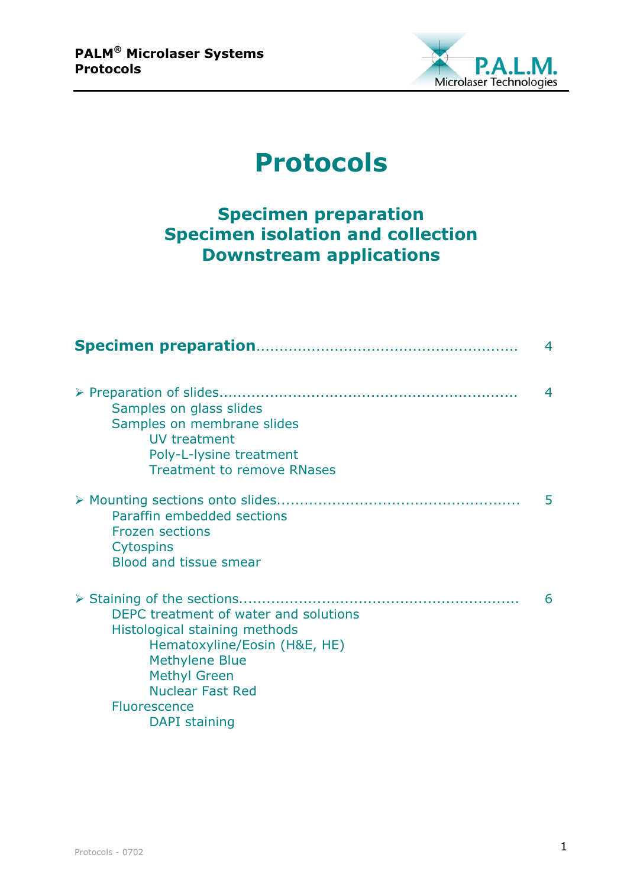# Protocols

## Specimen preparation
## Specimen isolation and collection
## Downstream applications

**Specimen preparation**........................................................ 4

- Preparation of slides................................................................ 4
    - Samples on glass slides
    - Samples on membrane slides
        - UV treatment
        - Poly-L-lysine treatment
        - Treatment to remove RNases

- Mounting sections onto slides.................................................... 5
    - Paraffin embedded sections
    - Frozen sections
    - Cytospins
    - Blood and tissue smear

- Staining of the sections........................................................... 6
    - DEPC treatment of water and solutions
    - Histological staining methods
        - Hematoxyline/Eosin (H&E, HE)
        - Methylene Blue
        - Methyl Green
        - Nuclear Fast Red
    - Fluorescence
        - DAPI staining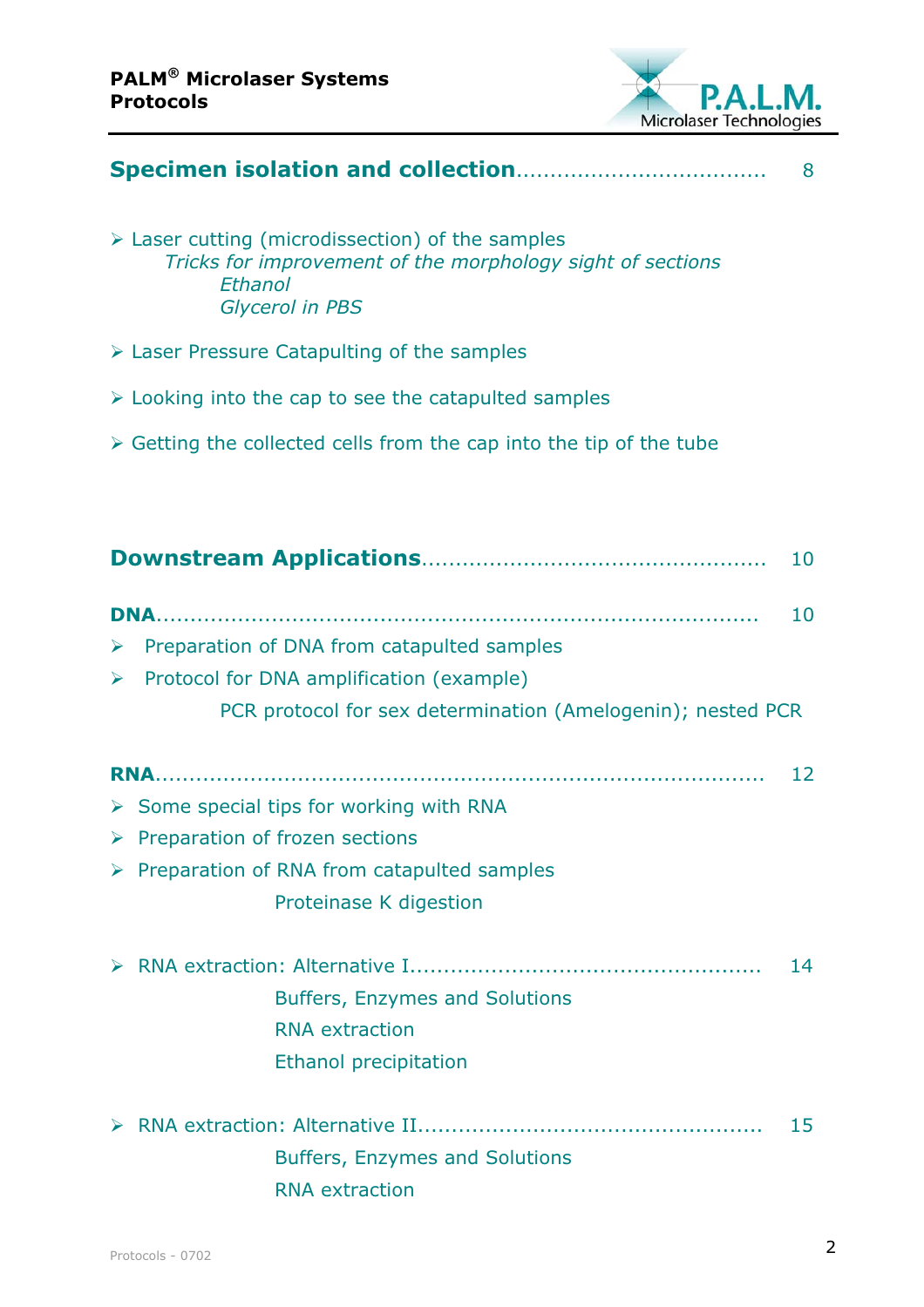## Specimen isolation and collection.................................... 8

- Laser cutting (microdissection) of the samples
  - *Tricks for improvement of the morphology sight of sections*
    - *Ethanol*
    - *Glycerol in PBS*
- Laser Pressure Catapulting of the samples
- Looking into the cap to see the catapulted samples
- Getting the collected cells from the cap into the tip of the tube

## Downstream Applications.................................................. 10

**DNA**.................................................................................. 10

- Preparation of DNA from catapulted samples
- Protocol for DNA amplification (example)
  - PCR protocol for sex determination (Amelogenin); nested PCR

**RNA**.................................................................................. 12

- Some special tips for working with RNA
- Preparation of frozen sections
- Preparation of RNA from catapulted samples
  - Proteinase K digestion
- RNA extraction: Alternative I.................................................. 14
  - Buffers, Enzymes and Solutions
  - RNA extraction
  - Ethanol precipitation
- RNA extraction: Alternative II.................................................. 15
  - Buffers, Enzymes and Solutions
  - RNA extraction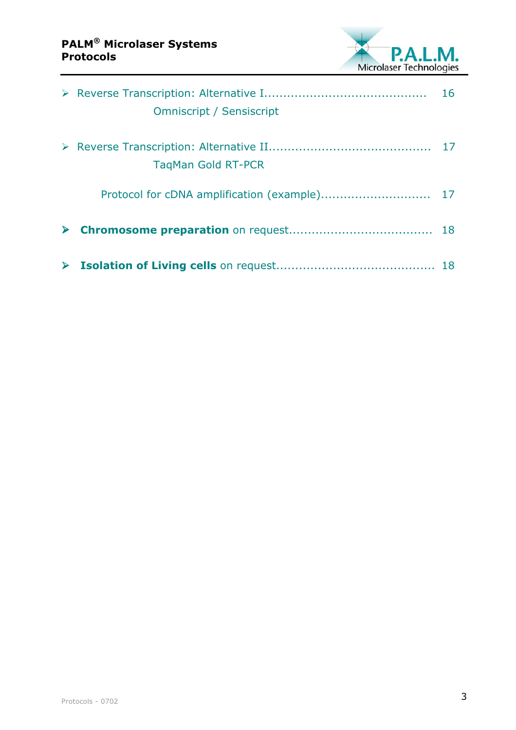- Reverse Transcription: Alternative I........................................... 16
  Omniscript / Sensiscript

- Reverse Transcription: Alternative II........................................... 17
  TaqMan Gold RT-PCR

  Protocol for cDNA amplification (example)............................. 17

- **Chromosome preparation** on request...................................... 18

- **Isolation of Living cells** on request.......................................... 18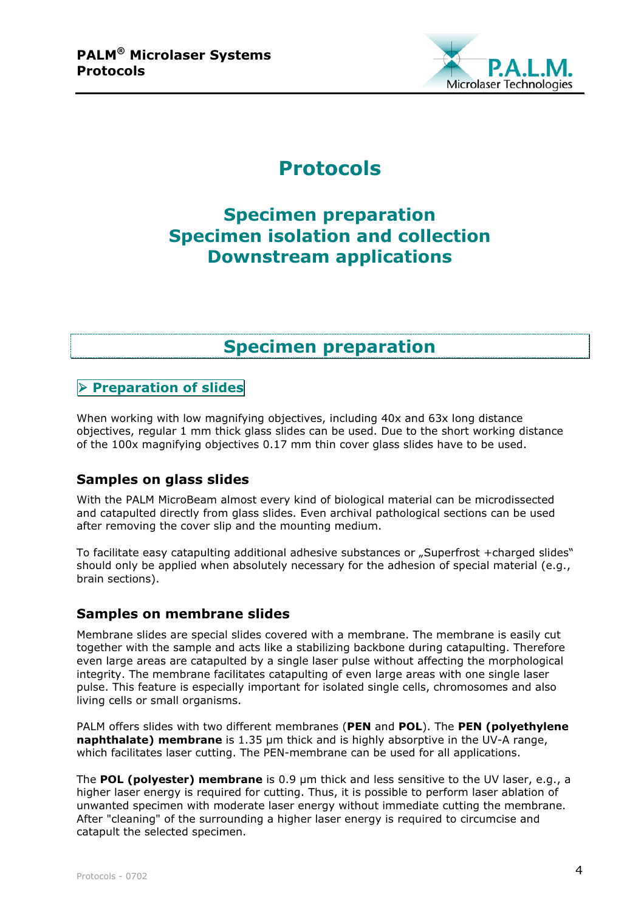# Protocols

## Specimen preparation
## Specimen isolation and collection
## Downstream applications

# Specimen preparation

## ➢ Preparation of slides

When working with low magnifying objectives, including 40x and 63x long distance objectives, regular 1 mm thick glass slides can be used. Due to the short working distance of the 100x magnifying objectives 0.17 mm thin cover glass slides have to be used.

### Samples on glass slides

With the PALM MicroBeam almost every kind of biological material can be microdissected and catapulted directly from glass slides. Even archival pathological sections can be used after removing the cover slip and the mounting medium.

To facilitate easy catapulting additional adhesive substances or „Superfrost +charged slides" should only be applied when absolutely necessary for the adhesion of special material (e.g., brain sections).

### Samples on membrane slides

Membrane slides are special slides covered with a membrane. The membrane is easily cut together with the sample and acts like a stabilizing backbone during catapulting. Therefore even large areas are catapulted by a single laser pulse without affecting the morphological integrity. The membrane facilitates catapulting of even large areas with one single laser pulse. This feature is especially important for isolated single cells, chromosomes and also living cells or small organisms.

PALM offers slides with two different membranes (**PEN** and **POL**). The **PEN (polyethylene naphthalate) membrane** is 1.35 µm thick and is highly absorptive in the UV-A range, which facilitates laser cutting. The PEN-membrane can be used for all applications.

The **POL (polyester) membrane** is 0.9 µm thick and less sensitive to the UV laser, e.g., a higher laser energy is required for cutting. Thus, it is possible to perform laser ablation of unwanted specimen with moderate laser energy without immediate cutting the membrane. After "cleaning" of the surrounding a higher laser energy is required to circumcise and catapult the selected specimen.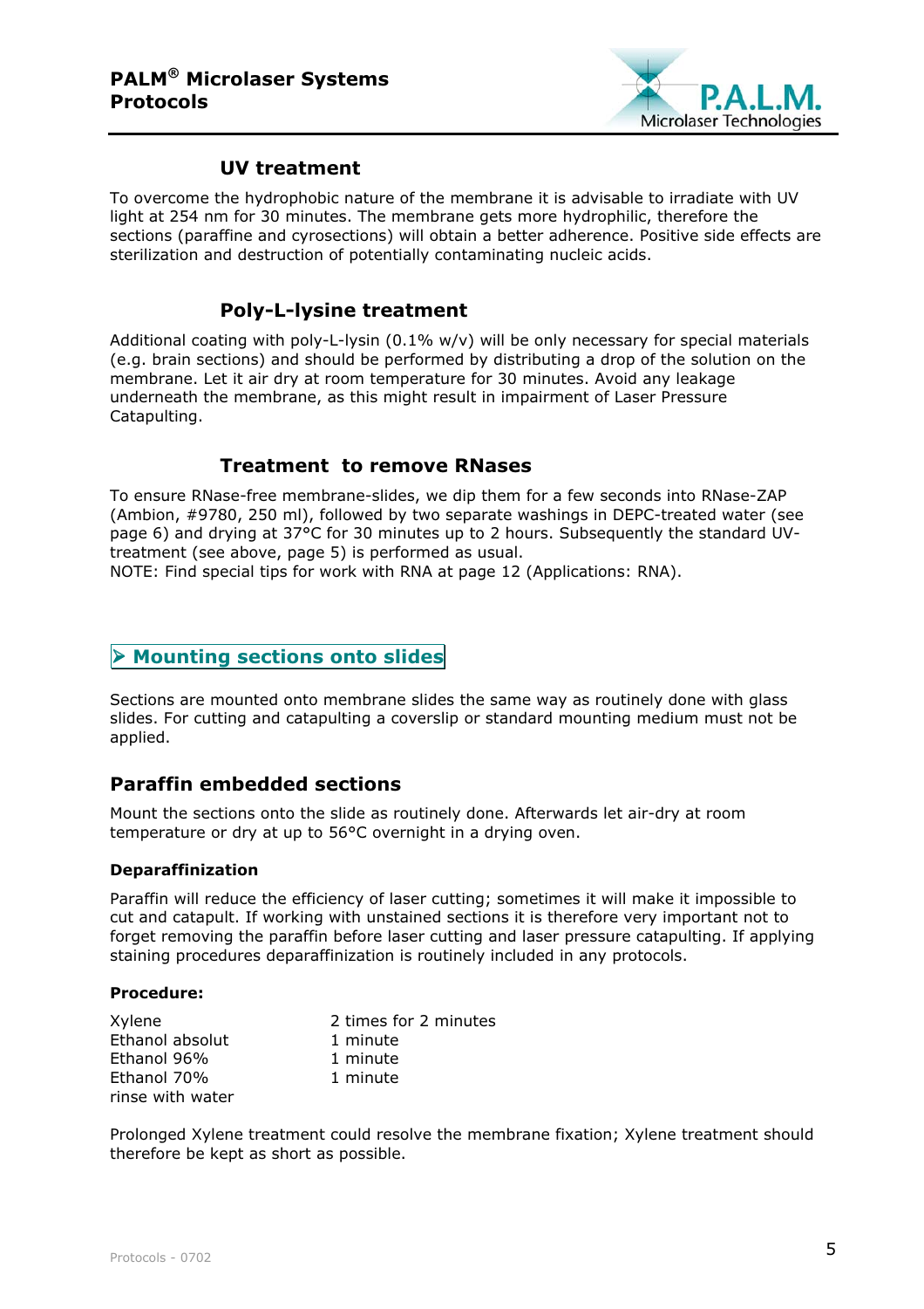### UV treatment

To overcome the hydrophobic nature of the membrane it is advisable to irradiate with UV light at 254 nm for 30 minutes. The membrane gets more hydrophilic, therefore the sections (paraffine and cyrosections) will obtain a better adherence. Positive side effects are sterilization and destruction of potentially contaminating nucleic acids.

### Poly-L-lysine treatment

Additional coating with poly-L-lysin (0.1% w/v) will be only necessary for special materials (e.g. brain sections) and should be performed by distributing a drop of the solution on the membrane. Let it air dry at room temperature for 30 minutes. Avoid any leakage underneath the membrane, as this might result in impairment of Laser Pressure Catapulting.

### Treatment to remove RNases

To ensure RNase-free membrane-slides, we dip them for a few seconds into RNase-ZAP (Ambion, #9780, 250 ml), followed by two separate washings in DEPC-treated water (see page 6) and drying at 37°C for 30 minutes up to 2 hours. Subsequently the standard UV-treatment (see above, page 5) is performed as usual.
NOTE: Find special tips for work with RNA at page 12 (Applications: RNA).

## ➢ Mounting sections onto slides

Sections are mounted onto membrane slides the same way as routinely done with glass slides. For cutting and catapulting a coverslip or standard mounting medium must not be applied.

## Paraffin embedded sections

Mount the sections onto the slide as routinely done. Afterwards let air-dry at room temperature or dry at up to 56°C overnight in a drying oven.

**Deparaffinization**

Paraffin will reduce the efficiency of laser cutting; sometimes it will make it impossible to cut and catapult. If working with unstained sections it is therefore very important not to forget removing the paraffin before laser cutting and laser pressure catapulting. If applying staining procedures deparaffinization is routinely included in any protocols.

**Procedure:**

| | |
|---|---|
| Xylene | 2 times for 2 minutes |
| Ethanol absolut | 1 minute |
| Ethanol 96% | 1 minute |
| Ethanol 70% | 1 minute |
| rinse with water | |

Prolonged Xylene treatment could resolve the membrane fixation; Xylene treatment should therefore be kept as short as possible.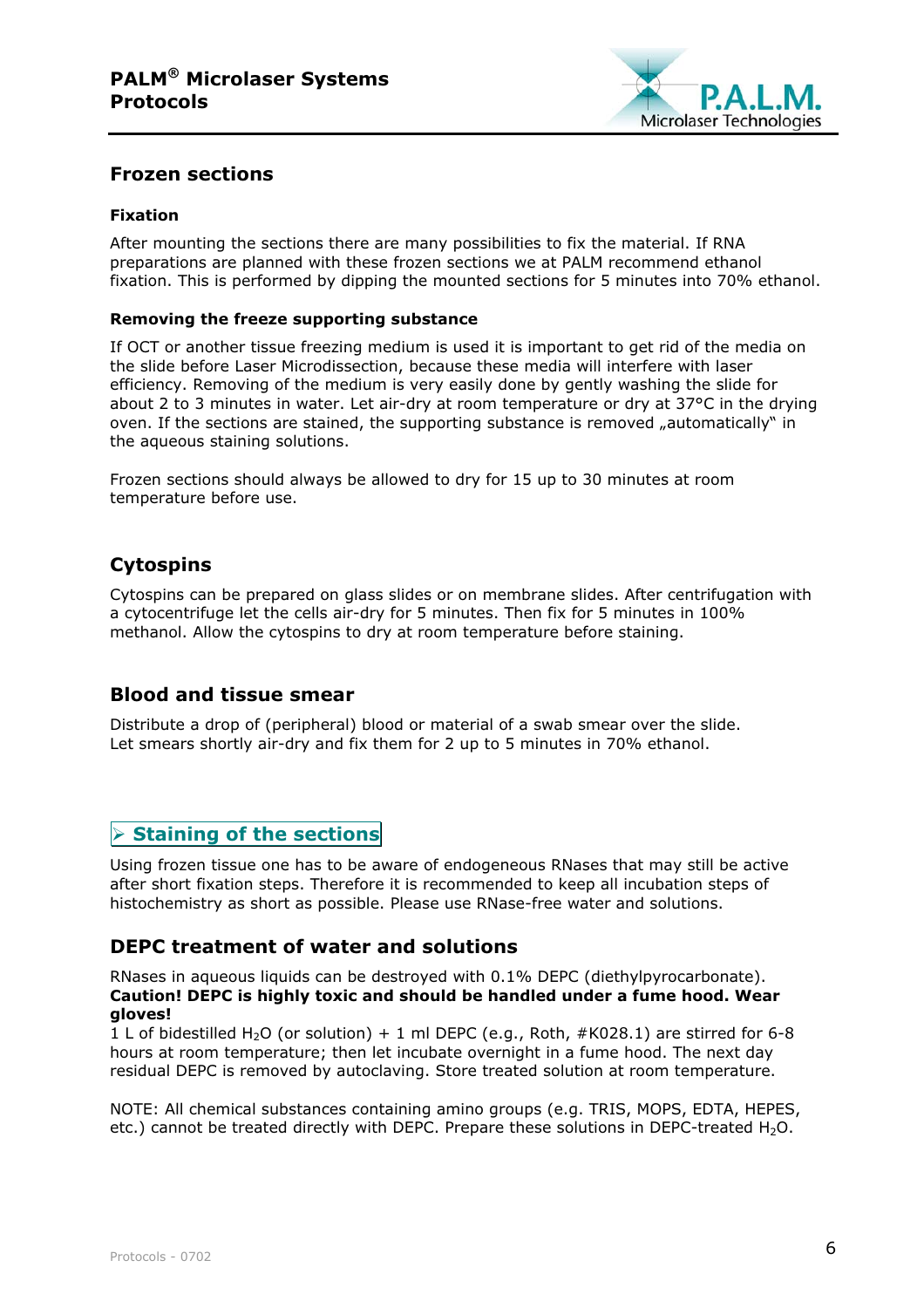## Frozen sections

### Fixation

After mounting the sections there are many possibilities to fix the material. If RNA preparations are planned with these frozen sections we at PALM recommend ethanol fixation. This is performed by dipping the mounted sections for 5 minutes into 70% ethanol.

### Removing the freeze supporting substance

If OCT or another tissue freezing medium is used it is important to get rid of the media on the slide before Laser Microdissection, because these media will interfere with laser efficiency. Removing of the medium is very easily done by gently washing the slide for about 2 to 3 minutes in water. Let air-dry at room temperature or dry at 37°C in the drying oven. If the sections are stained, the supporting substance is removed „automatically" in the aqueous staining solutions.

Frozen sections should always be allowed to dry for 15 up to 30 minutes at room temperature before use.

## Cytospins

Cytospins can be prepared on glass slides or on membrane slides. After centrifugation with a cytocentrifuge let the cells air-dry for 5 minutes. Then fix for 5 minutes in 100% methanol. Allow the cytospins to dry at room temperature before staining.

## Blood and tissue smear

Distribute a drop of (peripheral) blood or material of a swab smear over the slide. Let smears shortly air-dry and fix them for 2 up to 5 minutes in 70% ethanol.

## ➢ Staining of the sections

Using frozen tissue one has to be aware of endogeneous RNases that may still be active after short fixation steps. Therefore it is recommended to keep all incubation steps of histochemistry as short as possible. Please use RNase-free water and solutions.

## DEPC treatment of water and solutions

RNases in aqueous liquids can be destroyed with 0.1% DEPC (diethylpyrocarbonate).
**Caution! DEPC is highly toxic and should be handled under a fume hood. Wear gloves!**
1 L of bidestilled $H_2O$ (or solution) + 1 ml DEPC (e.g., Roth, #K028.1) are stirred for 6-8 hours at room temperature; then let incubate overnight in a fume hood. The next day residual DEPC is removed by autoclaving. Store treated solution at room temperature.

NOTE: All chemical substances containing amino groups (e.g. TRIS, MOPS, EDTA, HEPES, etc.) cannot be treated directly with DEPC. Prepare these solutions in DEPC-treated $H_2O$.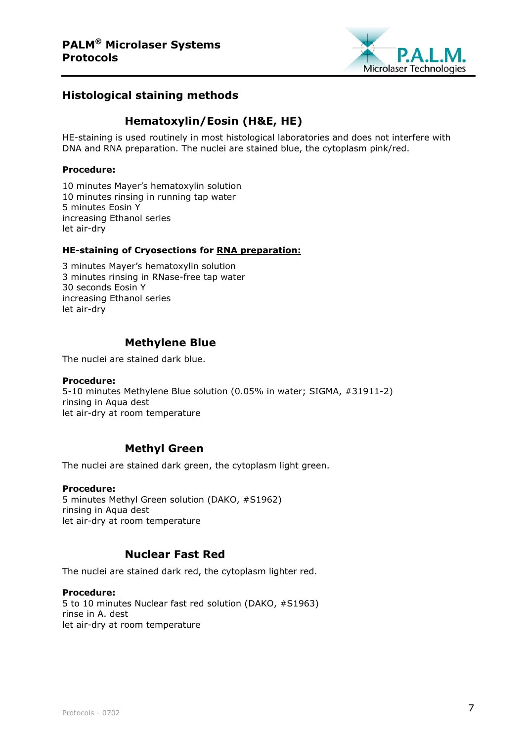# Histological staining methods

## Hematoxylin/Eosin (H&E, HE)

HE-staining is used routinely in most histological laboratories and does not interfere with DNA and RNA preparation. The nuclei are stained blue, the cytoplasm pink/red.

**Procedure:**

10 minutes Mayer's hematoxylin solution
10 minutes rinsing in running tap water
5 minutes Eosin Y
increasing Ethanol series
let air-dry

**HE-staining of Cryosections for <u>RNA preparation:</u>**

3 minutes Mayer's hematoxylin solution
3 minutes rinsing in RNase-free tap water
30 seconds Eosin Y
increasing Ethanol series
let air-dry

## Methylene Blue

The nuclei are stained dark blue.

**Procedure:**
5-10 minutes Methylene Blue solution (0.05% in water; SIGMA, #31911-2)
rinsing in Aqua dest
let air-dry at room temperature

## Methyl Green

The nuclei are stained dark green, the cytoplasm light green.

**Procedure:**
5 minutes Methyl Green solution (DAKO, #S1962)
rinsing in Aqua dest
let air-dry at room temperature

## Nuclear Fast Red

The nuclei are stained dark red, the cytoplasm lighter red.

**Procedure:**
5 to 10 minutes Nuclear fast red solution (DAKO, #S1963)
rinse in A. dest
let air-dry at room temperature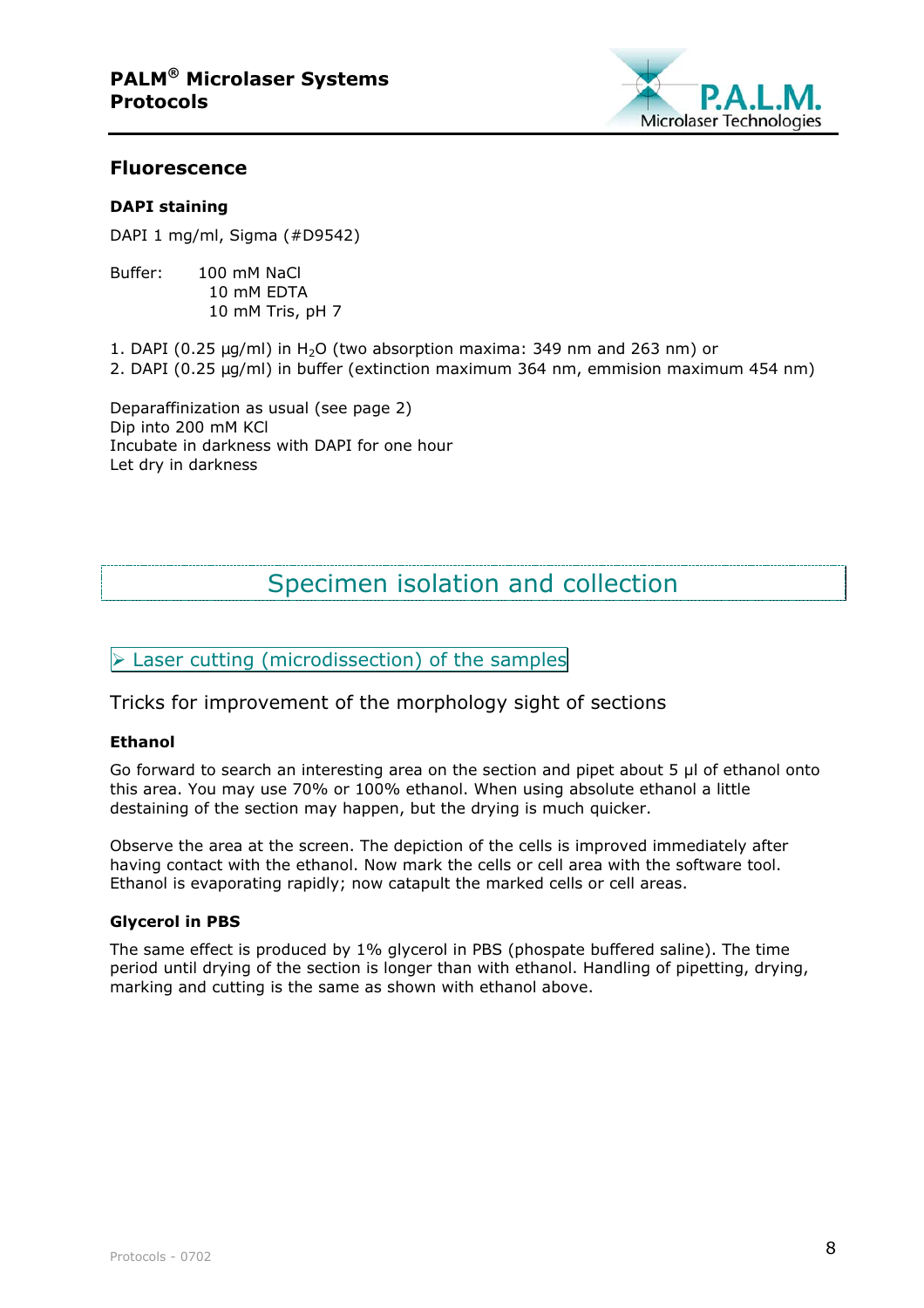## Fluorescence

### DAPI staining

DAPI 1 mg/ml, Sigma (#D9542)

Buffer: 100 mM NaCl
10 mM EDTA
10 mM Tris, pH 7

1. DAPI (0.25 µg/ml) in $H_2O$ (two absorption maxima: 349 nm and 263 nm) or
2. DAPI (0.25 µg/ml) in buffer (extinction maximum 364 nm, emmision maximum 454 nm)

Deparaffinization as usual (see page 2)
Dip into 200 mM KCl
Incubate in darkness with DAPI for one hour
Let dry in darkness

# Specimen isolation and collection

## ➢ Laser cutting (microdissection) of the samples

Tricks for improvement of the morphology sight of sections

### Ethanol

Go forward to search an interesting area on the section and pipet about 5 µl of ethanol onto this area. You may use 70% or 100% ethanol. When using absolute ethanol a little destaining of the section may happen, but the drying is much quicker.

Observe the area at the screen. The depiction of the cells is improved immediately after having contact with the ethanol. Now mark the cells or cell area with the software tool. Ethanol is evaporating rapidly; now catapult the marked cells or cell areas.

### Glycerol in PBS

The same effect is produced by 1% glycerol in PBS (phospate buffered saline). The time period until drying of the section is longer than with ethanol. Handling of pipetting, drying, marking and cutting is the same as shown with ethanol above.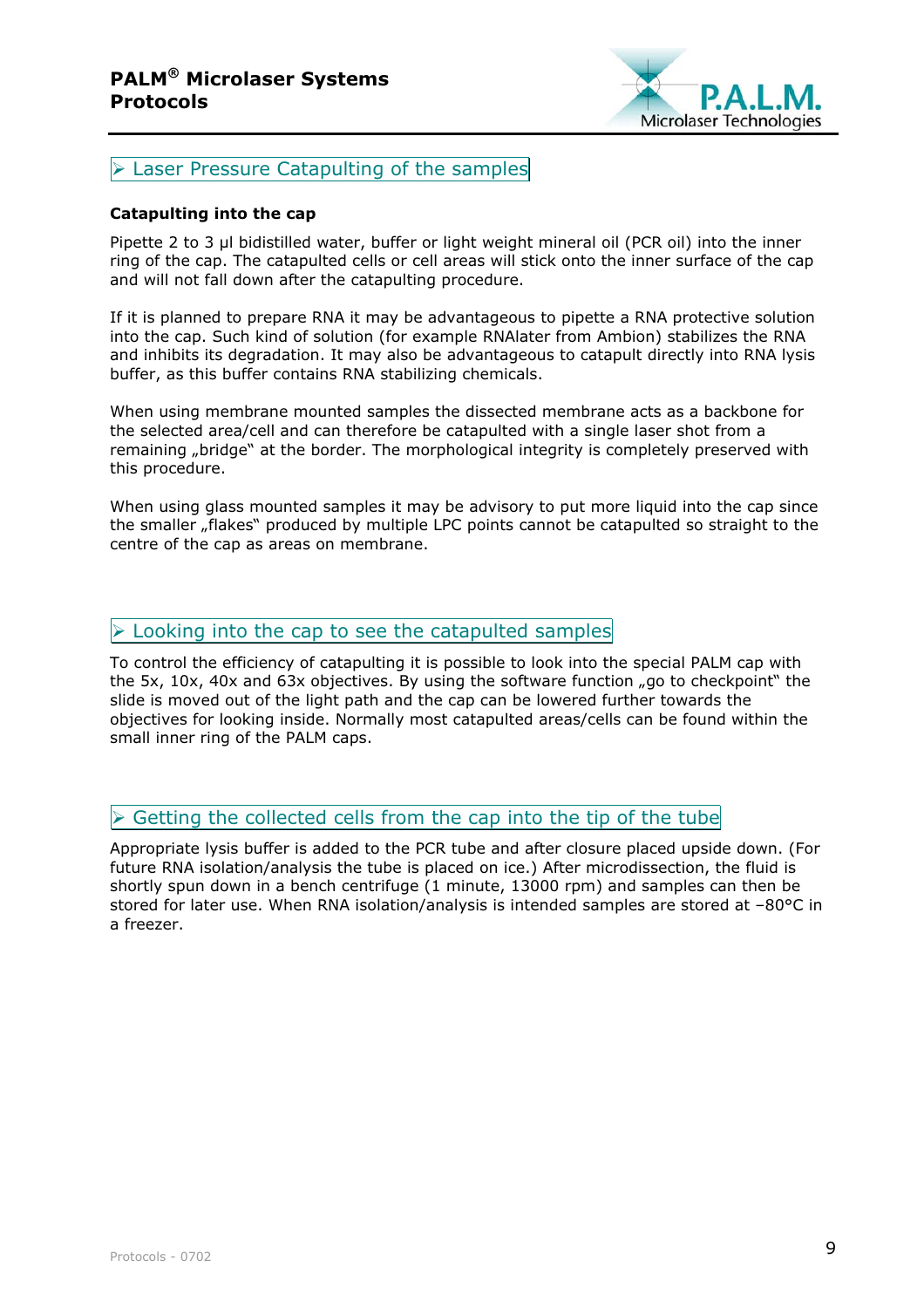## ➢ Laser Pressure Catapulting of the samples

**Catapulting into the cap**

Pipette 2 to 3 µl bidistilled water, buffer or light weight mineral oil (PCR oil) into the inner ring of the cap. The catapulted cells or cell areas will stick onto the inner surface of the cap and will not fall down after the catapulting procedure.

If it is planned to prepare RNA it may be advantageous to pipette a RNA protective solution into the cap. Such kind of solution (for example RNAlater from Ambion) stabilizes the RNA and inhibits its degradation. It may also be advantageous to catapult directly into RNA lysis buffer, as this buffer contains RNA stabilizing chemicals.

When using membrane mounted samples the dissected membrane acts as a backbone for the selected area/cell and can therefore be catapulted with a single laser shot from a remaining „bridge" at the border. The morphological integrity is completely preserved with this procedure.

When using glass mounted samples it may be advisory to put more liquid into the cap since the smaller „flakes" produced by multiple LPC points cannot be catapulted so straight to the centre of the cap as areas on membrane.

## ➢ Looking into the cap to see the catapulted samples

To control the efficiency of catapulting it is possible to look into the special PALM cap with the 5x, 10x, 40x and 63x objectives. By using the software function „go to checkpoint" the slide is moved out of the light path and the cap can be lowered further towards the objectives for looking inside. Normally most catapulted areas/cells can be found within the small inner ring of the PALM caps.

## ➢ Getting the collected cells from the cap into the tip of the tube

Appropriate lysis buffer is added to the PCR tube and after closure placed upside down. (For future RNA isolation/analysis the tube is placed on ice.) After microdissection, the fluid is shortly spun down in a bench centrifuge (1 minute, 13000 rpm) and samples can then be stored for later use. When RNA isolation/analysis is intended samples are stored at –80°C in a freezer.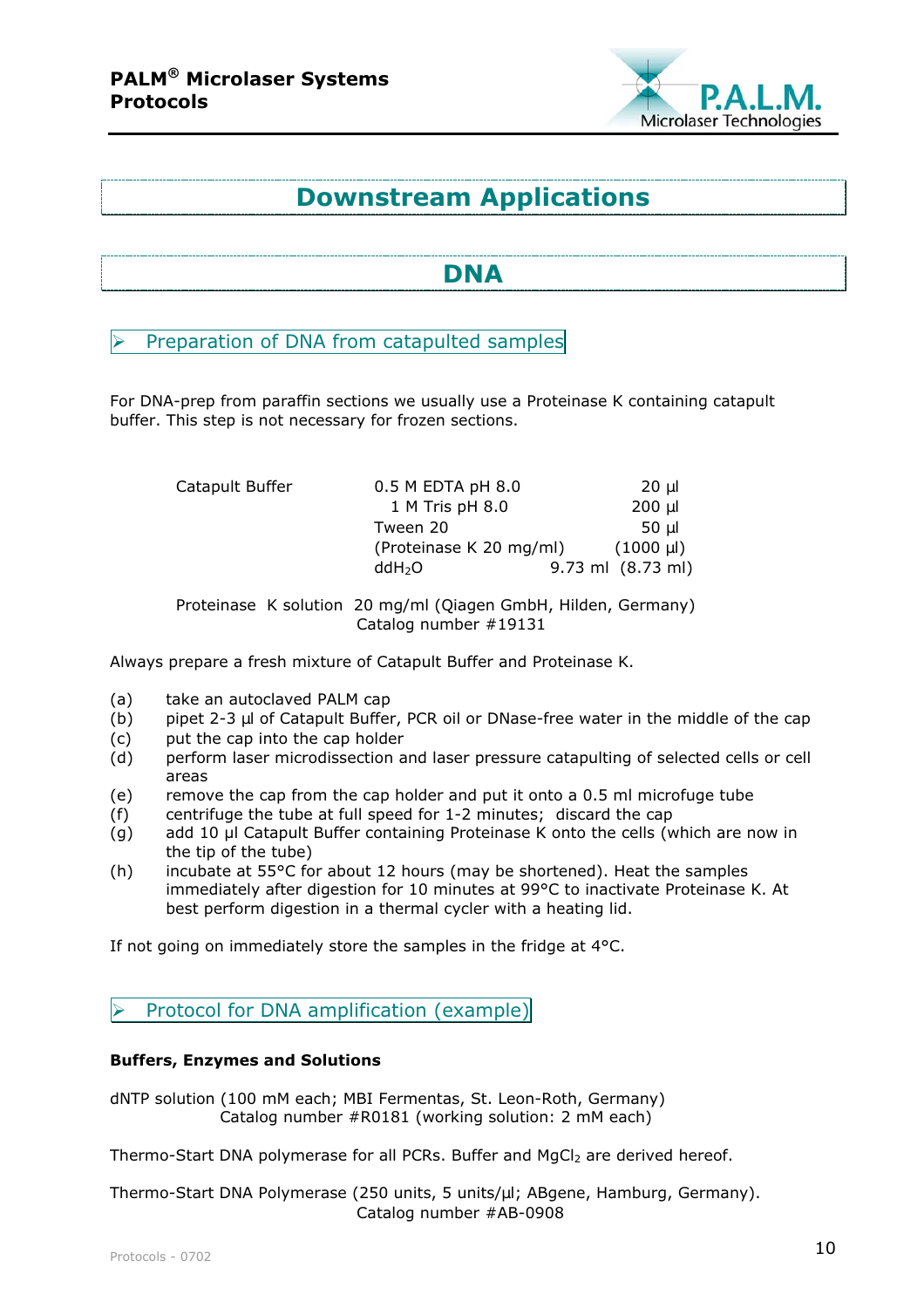# Downstream Applications

## DNA

### ➢ Preparation of DNA from catapulted samples

For DNA-prep from paraffin sections we usually use a Proteinase K containing catapult buffer. This step is not necessary for frozen sections.

| Catapult Buffer | | |
|---|---|---|
| | 0.5 M EDTA pH 8.0 | 20 µl |
| | 1 M Tris pH 8.0 | 200 µl |
| | Tween 20 | 50 µl |
| | (Proteinase K 20 mg/ml) | (1000 µl) |
| | $ddH_2O$ | 9.73 ml (8.73 ml) |

Proteinase K solution 20 mg/ml (Qiagen GmbH, Hilden, Germany)
Catalog number #19131

Always prepare a fresh mixture of Catapult Buffer and Proteinase K.

(a) take an autoclaved PALM cap
(b) pipet 2-3 µl of Catapult Buffer, PCR oil or DNase-free water in the middle of the cap
(c) put the cap into the cap holder
(d) perform laser microdissection and laser pressure catapulting of selected cells or cell areas
(e) remove the cap from the cap holder and put it onto a 0.5 ml microfuge tube
(f) centrifuge the tube at full speed for 1-2 minutes; discard the cap
(g) add 10 µl Catapult Buffer containing Proteinase K onto the cells (which are now in the tip of the tube)
(h) incubate at 55°C for about 12 hours (may be shortened). Heat the samples immediately after digestion for 10 minutes at 99°C to inactivate Proteinase K. At best perform digestion in a thermal cycler with a heating lid.

If not going on immediately store the samples in the fridge at 4°C.

### ➢ Protocol for DNA amplification (example)

**Buffers, Enzymes and Solutions**

dNTP solution (100 mM each; MBI Fermentas, St. Leon-Roth, Germany)
Catalog number #R0181 (working solution: 2 mM each)

Thermo-Start DNA polymerase for all PCRs. Buffer and $MgCl_2$ are derived hereof.

Thermo-Start DNA Polymerase (250 units, 5 units/µl; ABgene, Hamburg, Germany).
Catalog number #AB-0908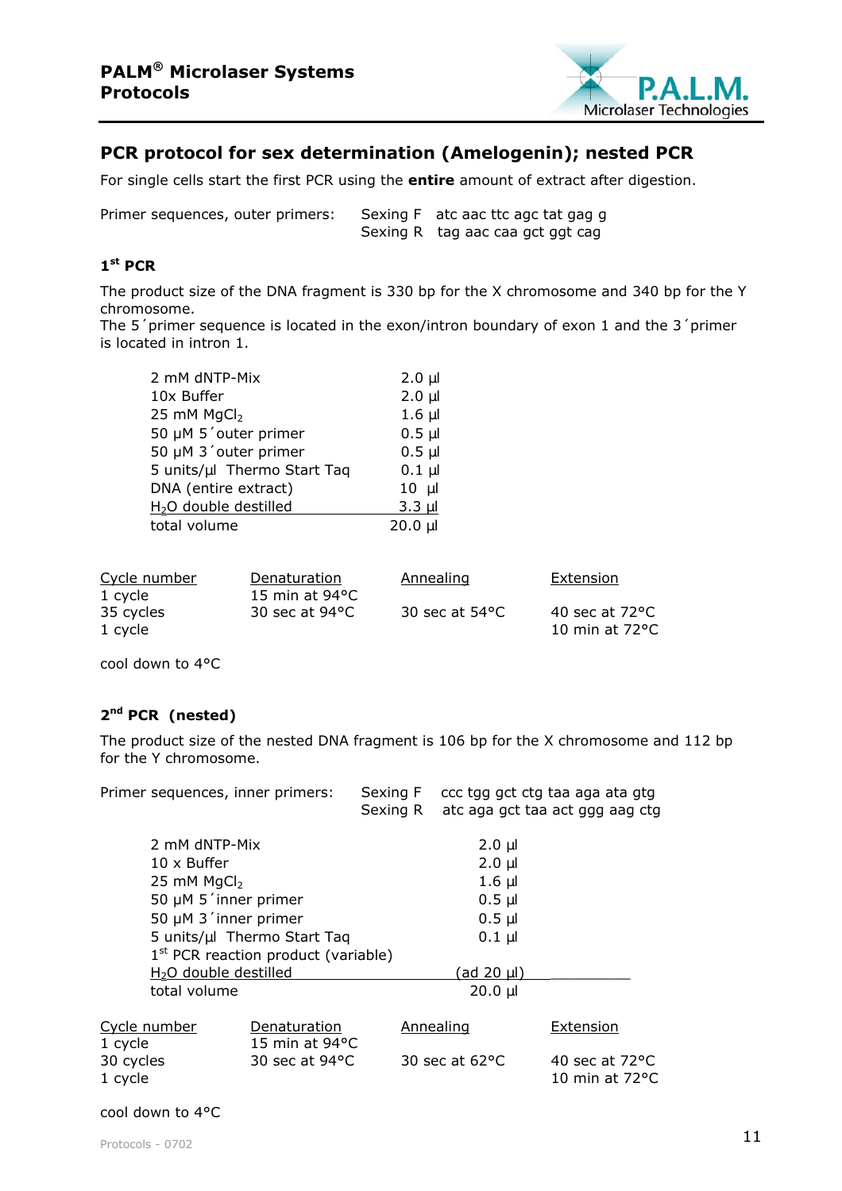## PCR protocol for sex determination (Amelogenin); nested PCR

For single cells start the first PCR using the **entire** amount of extract after digestion.

Primer sequences, outer primers: Sexing F atc aac ttc agc tat gag g
Sexing R tag aac caa gct ggt cag

### 1st PCR

The product size of the DNA fragment is 330 bp for the X chromosome and 340 bp for the Y chromosome.
The 5´primer sequence is located in the exon/intron boundary of exon 1 and the 3´primer is located in intron 1.

| | |
|---|---|
| 2 mM dNTP-Mix | 2.0 µl |
| 10x Buffer | 2.0 µl |
| 25 mM $MgCl_2$ | 1.6 µl |
| 50 µM 5´outer primer | 0.5 µl |
| 50 µM 3´outer primer | 0.5 µl |
| 5 units/µl Thermo Start Taq | 0.1 µl |
| DNA (entire extract) | 10 µl |
| $H_2O$ double destilled | 3.3 µl |
| total volume | 20.0 µl |

| Cycle number | Denaturation | Annealing | Extension |
|---|---|---|---|
| 1 cycle | 15 min at 94°C | | |
| 35 cycles | 30 sec at 94°C | 30 sec at 54°C | 40 sec at 72°C |
| 1 cycle | | | 10 min at 72°C |

cool down to 4°C

### 2nd PCR (nested)

The product size of the nested DNA fragment is 106 bp for the X chromosome and 112 bp for the Y chromosome.

Primer sequences, inner primers: Sexing F ccc tgg gct ctg taa aga ata gtg
Sexing R atc aga gct taa act ggg aag ctg

| | |
|---|---|
| 2 mM dNTP-Mix | 2.0 µl |
| 10 x Buffer | 2.0 µl |
| 25 mM $MgCl_2$ | 1.6 µl |
| 50 µM 5´inner primer | 0.5 µl |
| 50 µM 3´inner primer | 0.5 µl |
| 5 units/µl Thermo Start Taq | 0.1 µl |
| 1st PCR reaction product (variable) | |
| $H_2O$ double destilled | (ad 20 µl) |
| total volume | 20.0 µl |

| Cycle number | Denaturation | Annealing | Extension |
|---|---|---|---|
| 1 cycle | 15 min at 94°C | | |
| 30 cycles | 30 sec at 94°C | 30 sec at 62°C | 40 sec at 72°C |
| 1 cycle | | | 10 min at 72°C |

cool down to 4°C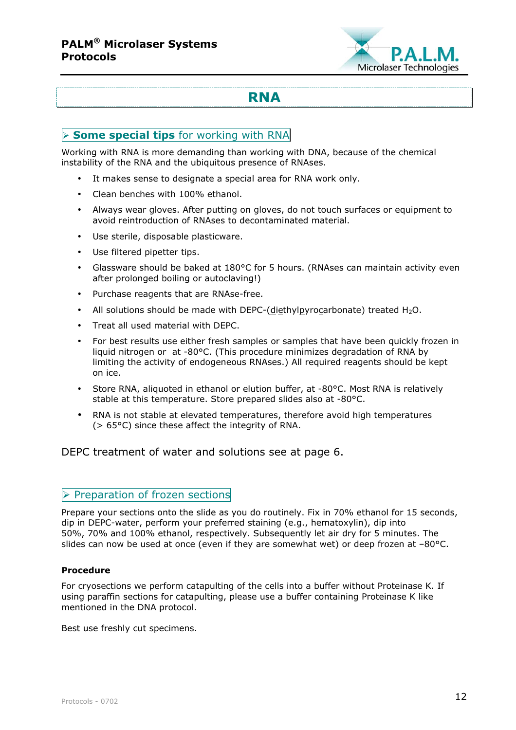# RNA

## ➢ **Some special tips** for working with RNA

Working with RNA is more demanding than working with DNA, because of the chemical instability of the RNA and the ubiquitous presence of RNAses.

- It makes sense to designate a special area for RNA work only.
- Clean benches with 100% ethanol.
- Always wear gloves. After putting on gloves, do not touch surfaces or equipment to avoid reintroduction of RNAses to decontaminated material.
- Use sterile, disposable plasticware.
- Use filtered pipetter tips.
- Glassware should be baked at 180°C for 5 hours. (RNAses can maintain activity even after prolonged boiling or autoclaving!)
- Purchase reagents that are RNAse-free.
- All solutions should be made with DEPC-(diethylpyrocarbonate) treated $H_2O$.
- Treat all used material with DEPC.
- For best results use either fresh samples or samples that have been quickly frozen in liquid nitrogen or at -80°C. (This procedure minimizes degradation of RNA by limiting the activity of endogeneous RNAses.) All required reagents should be kept on ice.
- Store RNA, aliquoted in ethanol or elution buffer, at -80°C. Most RNA is relatively stable at this temperature. Store prepared slides also at -80°C.
- RNA is not stable at elevated temperatures, therefore avoid high temperatures (> 65°C) since these affect the integrity of RNA.

DEPC treatment of water and solutions see at page 6.

## ➢ Preparation of frozen sections

Prepare your sections onto the slide as you do routinely. Fix in 70% ethanol for 15 seconds, dip in DEPC-water, perform your preferred staining (e.g., hematoxylin), dip into 50%, 70% and 100% ethanol, respectively. Subsequently let air dry for 5 minutes. The slides can now be used at once (even if they are somewhat wet) or deep frozen at –80°C.

### Procedure

For cryosections we perform catapulting of the cells into a buffer without Proteinase K. If using paraffin sections for catapulting, please use a buffer containing Proteinase K like mentioned in the DNA protocol.

Best use freshly cut specimens.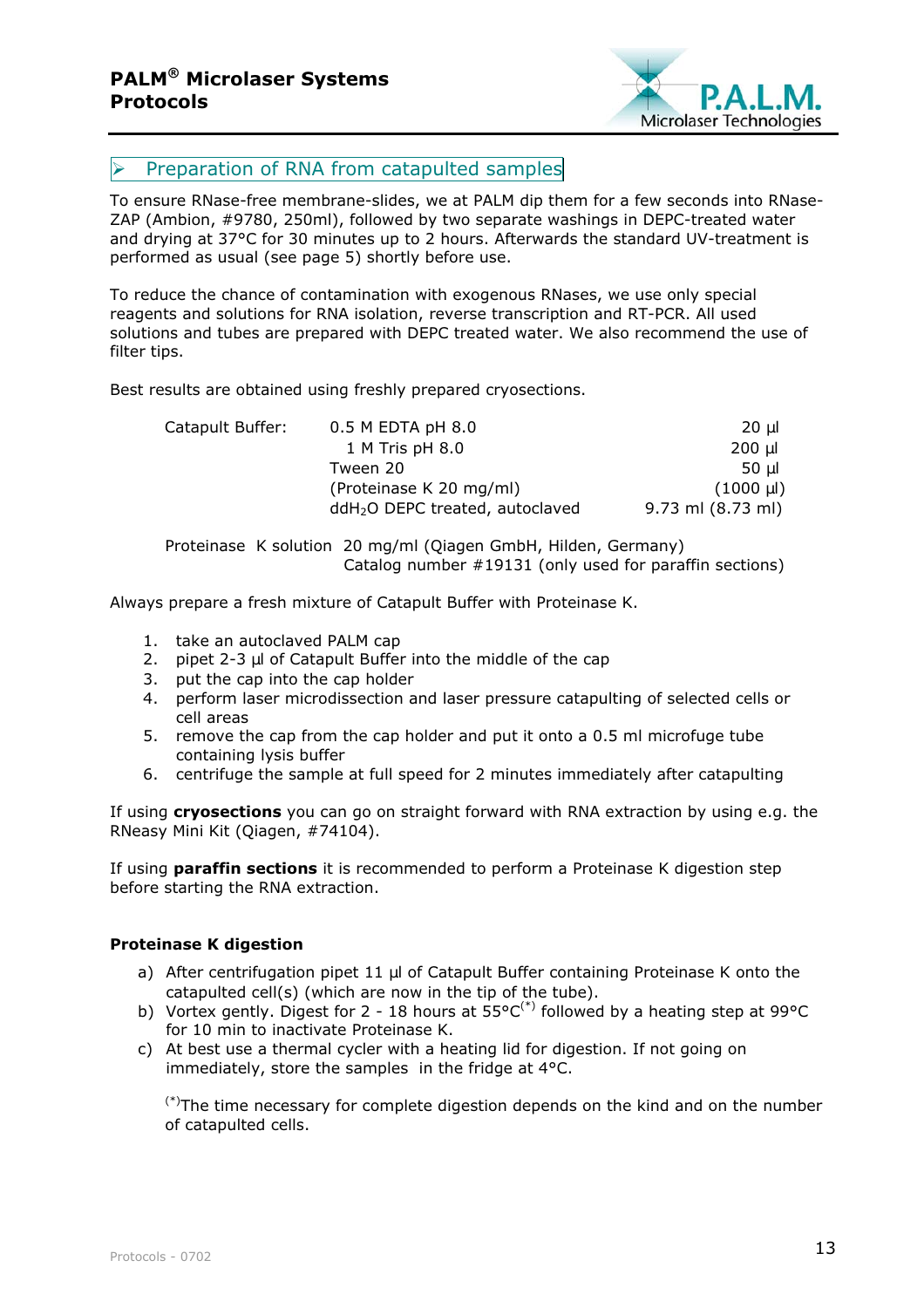## Preparation of RNA from catapulted samples

To ensure RNase-free membrane-slides, we at PALM dip them for a few seconds into RNase-ZAP (Ambion, #9780, 250ml), followed by two separate washings in DEPC-treated water and drying at 37°C for 30 minutes up to 2 hours. Afterwards the standard UV-treatment is performed as usual (see page 5) shortly before use.

To reduce the chance of contamination with exogenous RNases, we use only special reagents and solutions for RNA isolation, reverse transcription and RT-PCR. All used solutions and tubes are prepared with DEPC treated water. We also recommend the use of filter tips.

Best results are obtained using freshly prepared cryosections.

| Catapult Buffer: | 0.5 M EDTA pH 8.0 | 20 µl |
|---|---|---|
| | 1 M Tris pH 8.0 | 200 µl |
| | Tween 20 | 50 µl |
| | (Proteinase K 20 mg/ml) | (1000 µl) |
| | ddH$_2$O DEPC treated, autoclaved | 9.73 ml (8.73 ml) |

Proteinase K solution 20 mg/ml (Qiagen GmbH, Hilden, Germany)
Catalog number #19131 (only used for paraffin sections)

Always prepare a fresh mixture of Catapult Buffer with Proteinase K.

1. take an autoclaved PALM cap
2. pipet 2-3 µl of Catapult Buffer into the middle of the cap
3. put the cap into the cap holder
4. perform laser microdissection and laser pressure catapulting of selected cells or cell areas
5. remove the cap from the cap holder and put it onto a 0.5 ml microfuge tube containing lysis buffer
6. centrifuge the sample at full speed for 2 minutes immediately after catapulting

If using **cryosections** you can go on straight forward with RNA extraction by using e.g. the RNeasy Mini Kit (Qiagen, #74104).

If using **paraffin sections** it is recommended to perform a Proteinase K digestion step before starting the RNA extraction.

### Proteinase K digestion

a) After centrifugation pipet 11 µl of Catapult Buffer containing Proteinase K onto the catapulted cell(s) (which are now in the tip of the tube).
b) Vortex gently. Digest for 2 - 18 hours at 55°C(*) followed by a heating step at 99°C for 10 min to inactivate Proteinase K.
c) At best use a thermal cycler with a heating lid for digestion. If not going on immediately, store the samples in the fridge at 4°C.

(*)The time necessary for complete digestion depends on the kind and on the number of catapulted cells.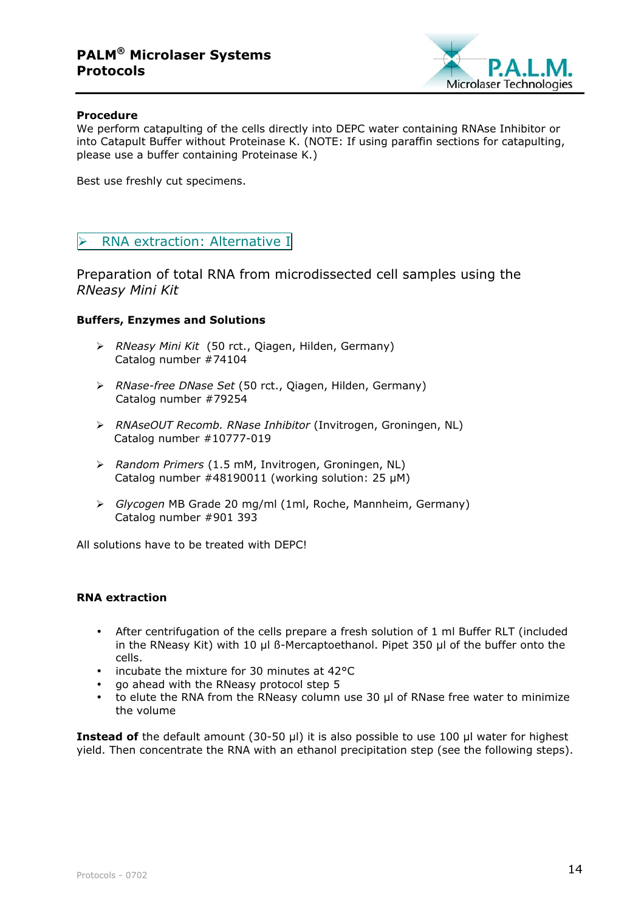**Procedure**

We perform catapulting of the cells directly into DEPC water containing RNAse Inhibitor or into Catapult Buffer without Proteinase K. (NOTE: If using paraffin sections for catapulting, please use a buffer containing Proteinase K.)

Best use freshly cut specimens.

## ➢ RNA extraction: Alternative I

### Preparation of total RNA from microdissected cell samples using the *RNeasy Mini Kit*

**Buffers, Enzymes and Solutions**

- *RNeasy Mini Kit* (50 rct., Qiagen, Hilden, Germany)
  Catalog number #74104
- *RNase-free DNase Set* (50 rct., Qiagen, Hilden, Germany)
  Catalog number #79254
- *RNAseOUT Recomb. RNase Inhibitor* (Invitrogen, Groningen, NL)
  Catalog number #10777-019
- *Random Primers* (1.5 mM, Invitrogen, Groningen, NL)
  Catalog number #48190011 (working solution: 25 µM)
- *Glycogen* MB Grade 20 mg/ml (1ml, Roche, Mannheim, Germany)
  Catalog number #901 393

All solutions have to be treated with DEPC!

**RNA extraction**

- After centrifugation of the cells prepare a fresh solution of 1 ml Buffer RLT (included in the RNeasy Kit) with 10 µl ß-Mercaptoethanol. Pipet 350 µl of the buffer onto the cells.
- incubate the mixture for 30 minutes at 42°C
- go ahead with the RNeasy protocol step 5
- to elute the RNA from the RNeasy column use 30 µl of RNase free water to minimize the volume

**Instead of** the default amount (30-50 µl) it is also possible to use 100 µl water for highest yield. Then concentrate the RNA with an ethanol precipitation step (see the following steps).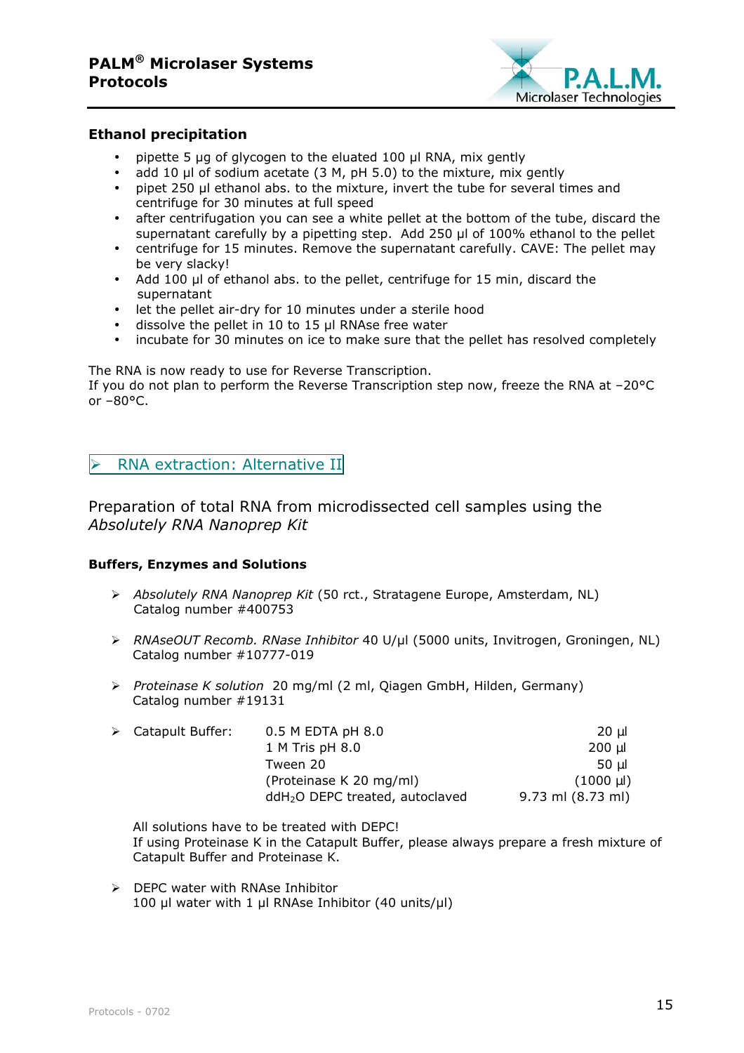### Ethanol precipitation

- pipette 5 µg of glycogen to the eluated 100 µl RNA, mix gently
- add 10 µl of sodium acetate (3 M, pH 5.0) to the mixture, mix gently
- pipet 250 µl ethanol abs. to the mixture, invert the tube for several times and centrifuge for 30 minutes at full speed
- after centrifugation you can see a white pellet at the bottom of the tube, discard the supernatant carefully by a pipetting step. Add 250 µl of 100% ethanol to the pellet
- centrifuge for 15 minutes. Remove the supernatant carefully. CAVE: The pellet may be very slacky!
- Add 100 µl of ethanol abs. to the pellet, centrifuge for 15 min, discard the supernatant
- let the pellet air-dry for 10 minutes under a sterile hood
- dissolve the pellet in 10 to 15 µl RNAse free water
- incubate for 30 minutes on ice to make sure that the pellet has resolved completely

The RNA is now ready to use for Reverse Transcription.
If you do not plan to perform the Reverse Transcription step now, freeze the RNA at –20°C or –80°C.

## ➢ RNA extraction: Alternative II

Preparation of total RNA from microdissected cell samples using the *Absolutely RNA Nanoprep Kit*

### Buffers, Enzymes and Solutions

- ➢ *Absolutely RNA Nanoprep Kit* (50 rct., Stratagene Europe, Amsterdam, NL)
  Catalog number #400753

- ➢ *RNAseOUT Recomb. RNase Inhibitor* 40 U/µl (5000 units, Invitrogen, Groningen, NL)
  Catalog number #10777-019

- ➢ *Proteinase K solution* 20 mg/ml (2 ml, Qiagen GmbH, Hilden, Germany)
  Catalog number #19131

- ➢ Catapult Buffer:

| | | |
|---|---|---|
| Catapult Buffer: | 0.5 M EDTA pH 8.0 | 20 µl |
| | 1 M Tris pH 8.0 | 200 µl |
| | Tween 20 | 50 µl |
| | (Proteinase K 20 mg/ml) | (1000 µl) |
| | $ddH_2O$ DEPC treated, autoclaved | 9.73 ml (8.73 ml) |

  All solutions have to be treated with DEPC!
  If using Proteinase K in the Catapult Buffer, please always prepare a fresh mixture of Catapult Buffer and Proteinase K.

- ➢ DEPC water with RNAse Inhibitor
  100 µl water with 1 µl RNAse Inhibitor (40 units/µl)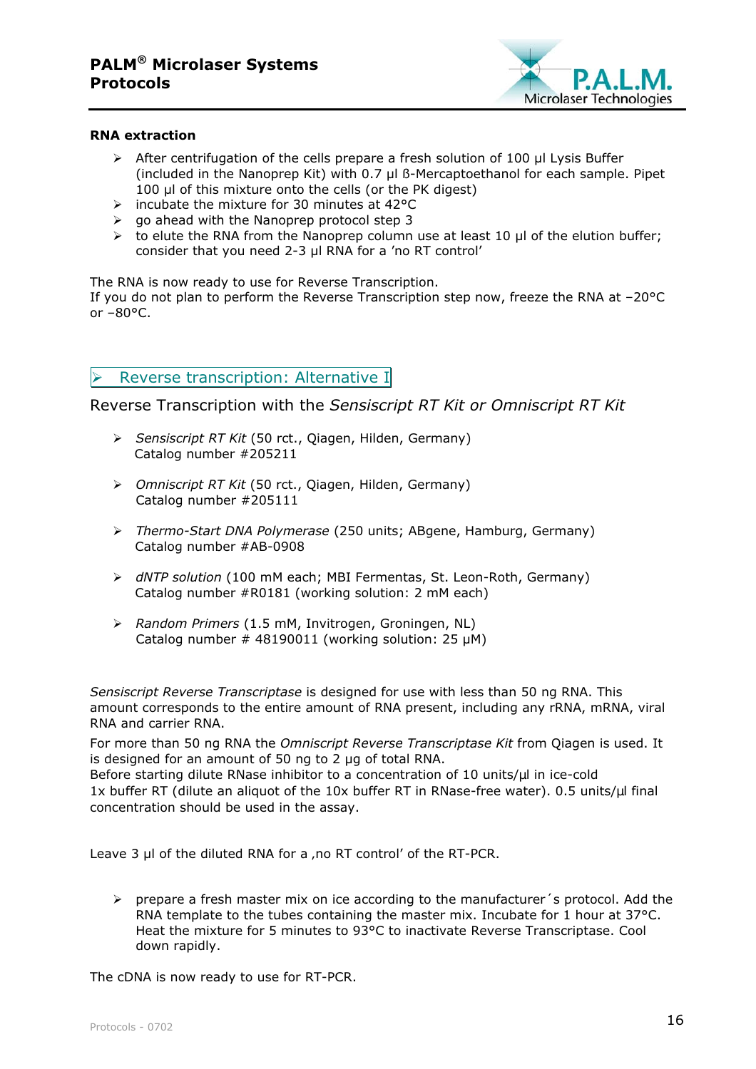### RNA extraction

- After centrifugation of the cells prepare a fresh solution of 100 µl Lysis Buffer (included in the Nanoprep Kit) with 0.7 µl ß-Mercaptoethanol for each sample. Pipet 100 µl of this mixture onto the cells (or the PK digest)
- incubate the mixture for 30 minutes at 42°C
- go ahead with the Nanoprep protocol step 3
- to elute the RNA from the Nanoprep column use at least 10 µl of the elution buffer; consider that you need 2-3 µl RNA for a 'no RT control'

The RNA is now ready to use for Reverse Transcription.
If you do not plan to perform the Reverse Transcription step now, freeze the RNA at –20°C or –80°C.

## Reverse transcription: Alternative I

Reverse Transcription with the *Sensiscript RT Kit or Omniscript RT Kit*

- *Sensiscript RT Kit* (50 rct., Qiagen, Hilden, Germany)
  Catalog number #205211

- *Omniscript RT Kit* (50 rct., Qiagen, Hilden, Germany)
  Catalog number #205111

- *Thermo-Start DNA Polymerase* (250 units; ABgene, Hamburg, Germany)
  Catalog number #AB-0908

- *dNTP solution* (100 mM each; MBI Fermentas, St. Leon-Roth, Germany)
  Catalog number #R0181 (working solution: 2 mM each)

- *Random Primers* (1.5 mM, Invitrogen, Groningen, NL)
  Catalog number # 48190011 (working solution: 25 µM)

*Sensiscript Reverse Transcriptase* is designed for use with less than 50 ng RNA. This amount corresponds to the entire amount of RNA present, including any rRNA, mRNA, viral RNA and carrier RNA.

For more than 50 ng RNA the *Omniscript Reverse Transcriptase Kit* from Qiagen is used. It is designed for an amount of 50 ng to 2 µg of total RNA.
Before starting dilute RNase inhibitor to a concentration of 10 units/µl in ice-cold 1x buffer RT (dilute an aliquot of the 10x buffer RT in RNase-free water). 0.5 units/µl final concentration should be used in the assay.

Leave 3 µl of the diluted RNA for a ‚no RT control' of the RT-PCR.

- prepare a fresh master mix on ice according to the manufacturer´s protocol. Add the RNA template to the tubes containing the master mix. Incubate for 1 hour at 37°C. Heat the mixture for 5 minutes to 93°C to inactivate Reverse Transcriptase. Cool down rapidly.

The cDNA is now ready to use for RT-PCR.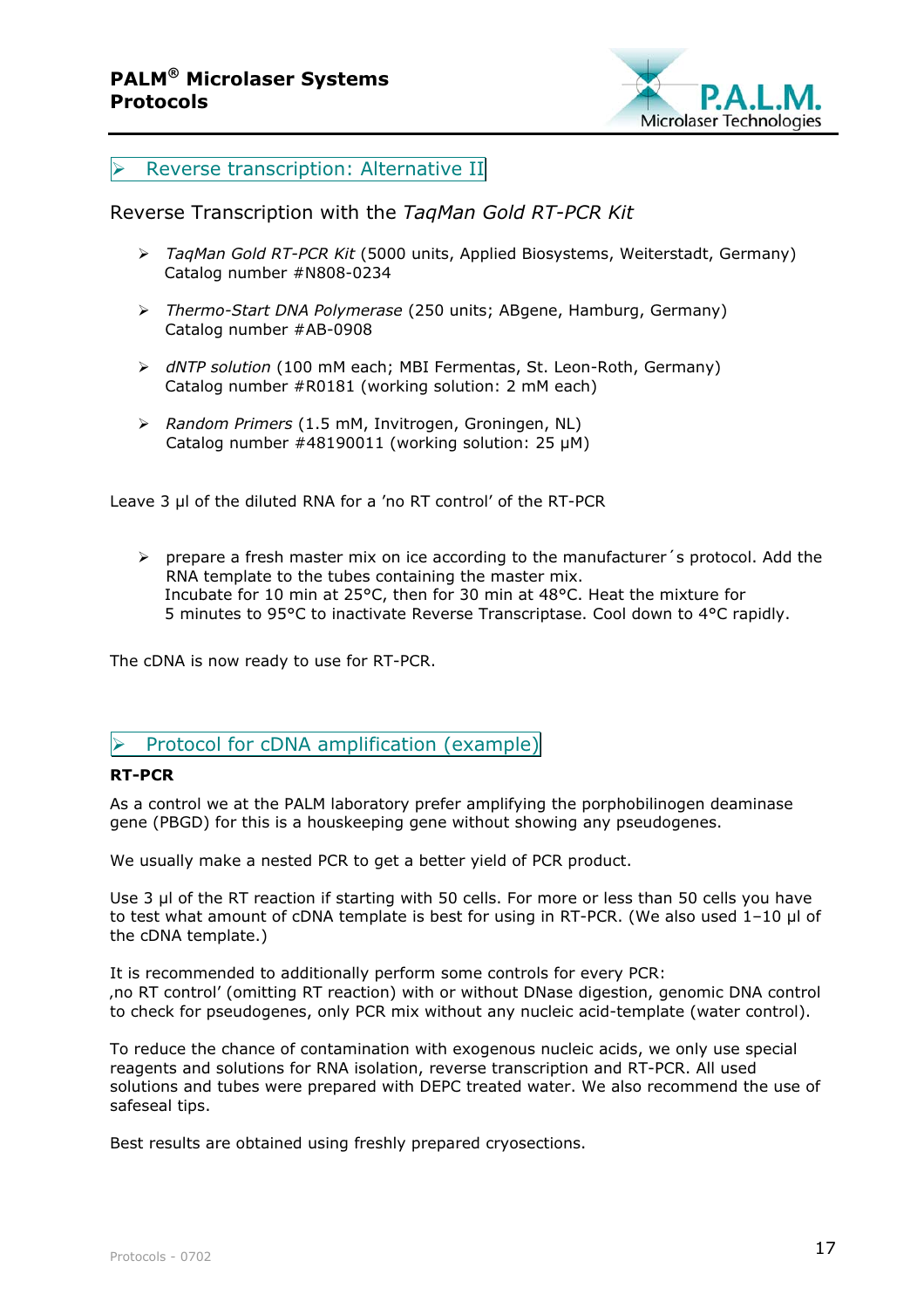## Reverse transcription: Alternative II

### Reverse Transcription with the *TaqMan Gold RT-PCR Kit*

- *TaqMan Gold RT-PCR Kit* (5000 units, Applied Biosystems, Weiterstadt, Germany) Catalog number #N808-0234
- *Thermo-Start DNA Polymerase* (250 units; ABgene, Hamburg, Germany) Catalog number #AB-0908
- *dNTP solution* (100 mM each; MBI Fermentas, St. Leon-Roth, Germany) Catalog number #R0181 (working solution: 2 mM each)
- *Random Primers* (1.5 mM, Invitrogen, Groningen, NL) Catalog number #48190011 (working solution: 25 µM)

Leave 3 µl of the diluted RNA for a 'no RT control' of the RT-PCR

- prepare a fresh master mix on ice according to the manufacturer´s protocol. Add the RNA template to the tubes containing the master mix.
  Incubate for 10 min at 25°C, then for 30 min at 48°C. Heat the mixture for 5 minutes to 95°C to inactivate Reverse Transcriptase. Cool down to 4°C rapidly.

The cDNA is now ready to use for RT-PCR.

## Protocol for cDNA amplification (example)

**RT-PCR**

As a control we at the PALM laboratory prefer amplifying the porphobilinogen deaminase gene (PBGD) for this is a housekeeping gene without showing any pseudogenes.

We usually make a nested PCR to get a better yield of PCR product.

Use 3 µl of the RT reaction if starting with 50 cells. For more or less than 50 cells you have to test what amount of cDNA template is best for using in RT-PCR. (We also used 1–10 µl of the cDNA template.)

It is recommended to additionally perform some controls for every PCR:
‚no RT control' (omitting RT reaction) with or without DNase digestion, genomic DNA control to check for pseudogenes, only PCR mix without any nucleic acid-template (water control).

To reduce the chance of contamination with exogenous nucleic acids, we only use special reagents and solutions for RNA isolation, reverse transcription and RT-PCR. All used solutions and tubes were prepared with DEPC treated water. We also recommend the use of safeseal tips.

Best results are obtained using freshly prepared cryosections.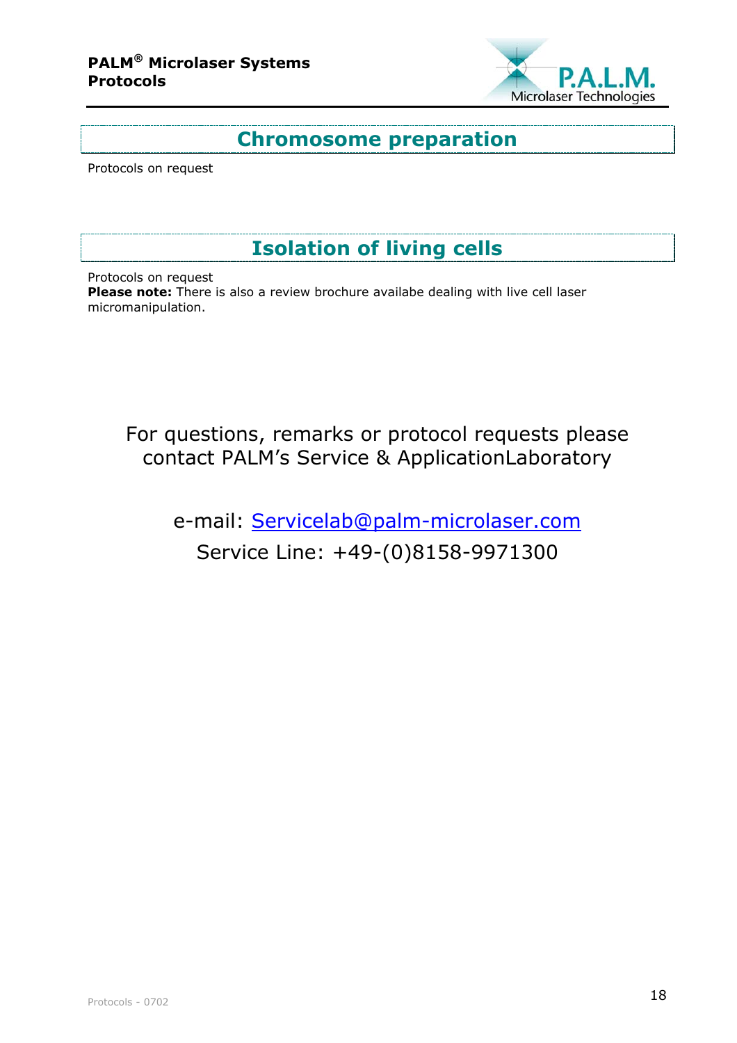## Chromosome preparation

Protocols on request

## Isolation of living cells

Protocols on request
**Please note:** There is also a review brochure availabe dealing with live cell laser micromanipulation.

For questions, remarks or protocol requests please contact PALM's Service & ApplicationLaboratory

e-mail: Servicelab@palm-microlaser.com
Service Line: +49-(0)8158-9971300